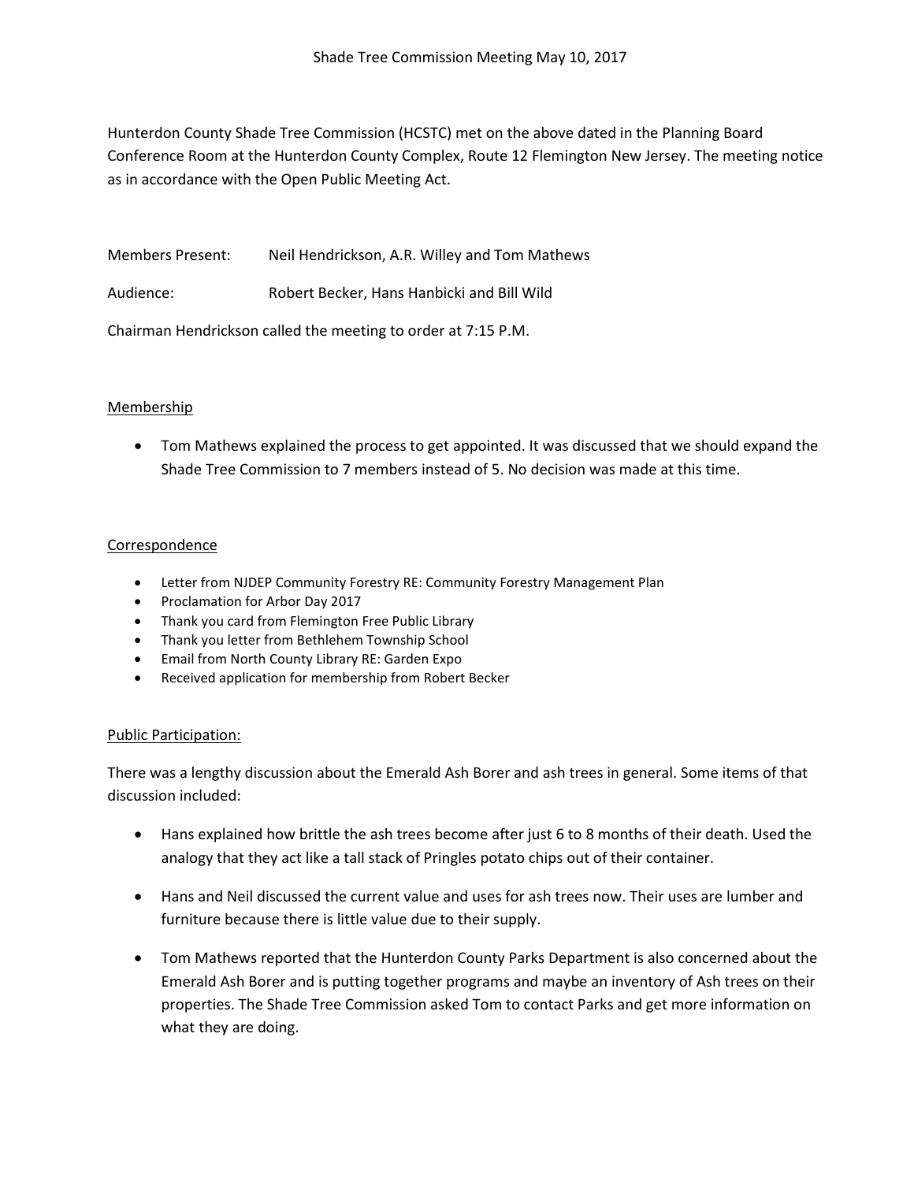# Shade Tree Commission Meeting May 10, 2017

Hunterdon County Shade Tree Commission (HCSTC) met on the above dated in the Planning Board Conference Room at the Hunterdon County Complex, Route 12 Flemington New Jersey. The meeting notice as in accordance with the Open Public Meeting Act.

Members Present: Neil Hendrickson, A.R. Willey and Tom Mathews

Audience: Robert Becker, Hans Hanbicki and Bill Wild

Chairman Hendrickson called the meeting to order at 7:15 P.M.

## Membership

- Tom Mathews explained the process to get appointed. It was discussed that we should expand the Shade Tree Commission to 7 members instead of 5. No decision was made at this time.

## Correspondence

- Letter from NJDEP Community Forestry RE: Community Forestry Management Plan
- Proclamation for Arbor Day 2017
- Thank you card from Flemington Free Public Library
- Thank you letter from Bethlehem Township School
- Email from North County Library RE: Garden Expo
- Received application for membership from Robert Becker

## Public Participation:

There was a lengthy discussion about the Emerald Ash Borer and ash trees in general. Some items of that discussion included:

- Hans explained how brittle the ash trees become after just 6 to 8 months of their death. Used the analogy that they act like a tall stack of Pringles potato chips out of their container.
- Hans and Neil discussed the current value and uses for ash trees now. Their uses are lumber and furniture because there is little value due to their supply.
- Tom Mathews reported that the Hunterdon County Parks Department is also concerned about the Emerald Ash Borer and is putting together programs and maybe an inventory of Ash trees on their properties. The Shade Tree Commission asked Tom to contact Parks and get more information on what they are doing.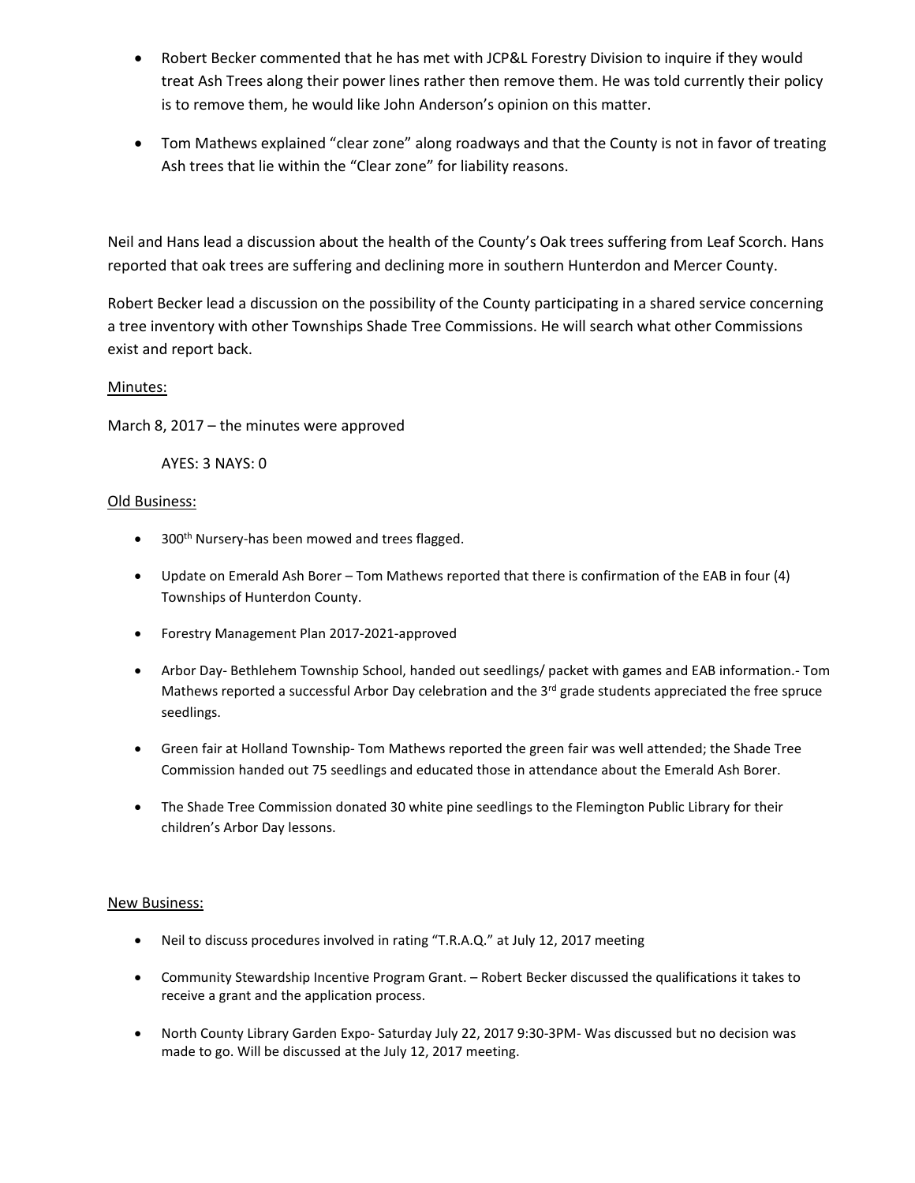- Robert Becker commented that he has met with JCP&L Forestry Division to inquire if they would treat Ash Trees along their power lines rather then remove them. He was told currently their policy is to remove them, he would like John Anderson's opinion on this matter.

- Tom Mathews explained "clear zone" along roadways and that the County is not in favor of treating Ash trees that lie within the "Clear zone" for liability reasons.

Neil and Hans lead a discussion about the health of the County's Oak trees suffering from Leaf Scorch. Hans reported that oak trees are suffering and declining more in southern Hunterdon and Mercer County.

Robert Becker lead a discussion on the possibility of the County participating in a shared service concerning a tree inventory with other Townships Shade Tree Commissions. He will search what other Commissions exist and report back.

Minutes:

March 8, 2017 – the minutes were approved

AYES: 3 NAYS: 0

Old Business:

- 300th Nursery-has been mowed and trees flagged.

- Update on Emerald Ash Borer – Tom Mathews reported that there is confirmation of the EAB in four (4) Townships of Hunterdon County.

- Forestry Management Plan 2017-2021-approved

- Arbor Day- Bethlehem Township School, handed out seedlings/ packet with games and EAB information.- Tom Mathews reported a successful Arbor Day celebration and the 3rd grade students appreciated the free spruce seedlings.

- Green fair at Holland Township- Tom Mathews reported the green fair was well attended; the Shade Tree Commission handed out 75 seedlings and educated those in attendance about the Emerald Ash Borer.

- The Shade Tree Commission donated 30 white pine seedlings to the Flemington Public Library for their children's Arbor Day lessons.

New Business:

- Neil to discuss procedures involved in rating "T.R.A.Q." at July 12, 2017 meeting

- Community Stewardship Incentive Program Grant. – Robert Becker discussed the qualifications it takes to receive a grant and the application process.

- North County Library Garden Expo- Saturday July 22, 2017 9:30-3PM- Was discussed but no decision was made to go. Will be discussed at the July 12, 2017 meeting.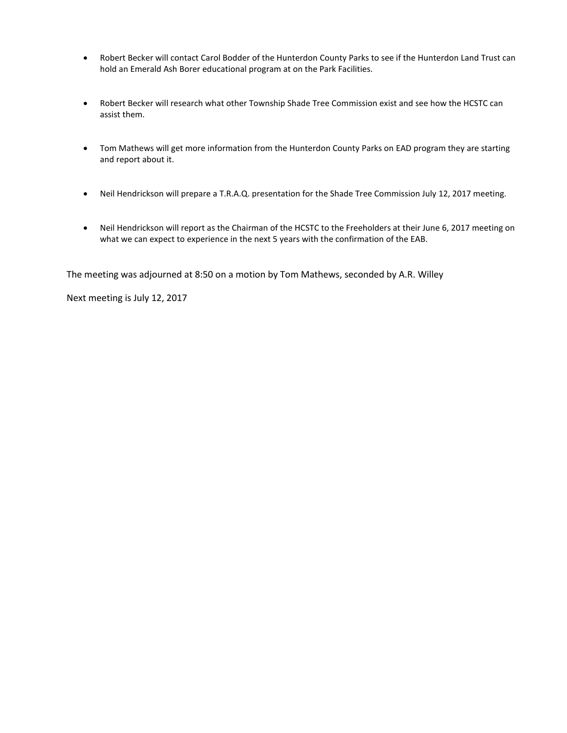- Robert Becker will contact Carol Bodder of the Hunterdon County Parks to see if the Hunterdon Land Trust can hold an Emerald Ash Borer educational program at on the Park Facilities.

- Robert Becker will research what other Township Shade Tree Commission exist and see how the HCSTC can assist them.

- Tom Mathews will get more information from the Hunterdon County Parks on EAD program they are starting and report about it.

- Neil Hendrickson will prepare a T.R.A.Q. presentation for the Shade Tree Commission July 12, 2017 meeting.

- Neil Hendrickson will report as the Chairman of the HCSTC to the Freeholders at their June 6, 2017 meeting on what we can expect to experience in the next 5 years with the confirmation of the EAB.

The meeting was adjourned at 8:50 on a motion by Tom Mathews, seconded by A.R. Willey

Next meeting is July 12, 2017